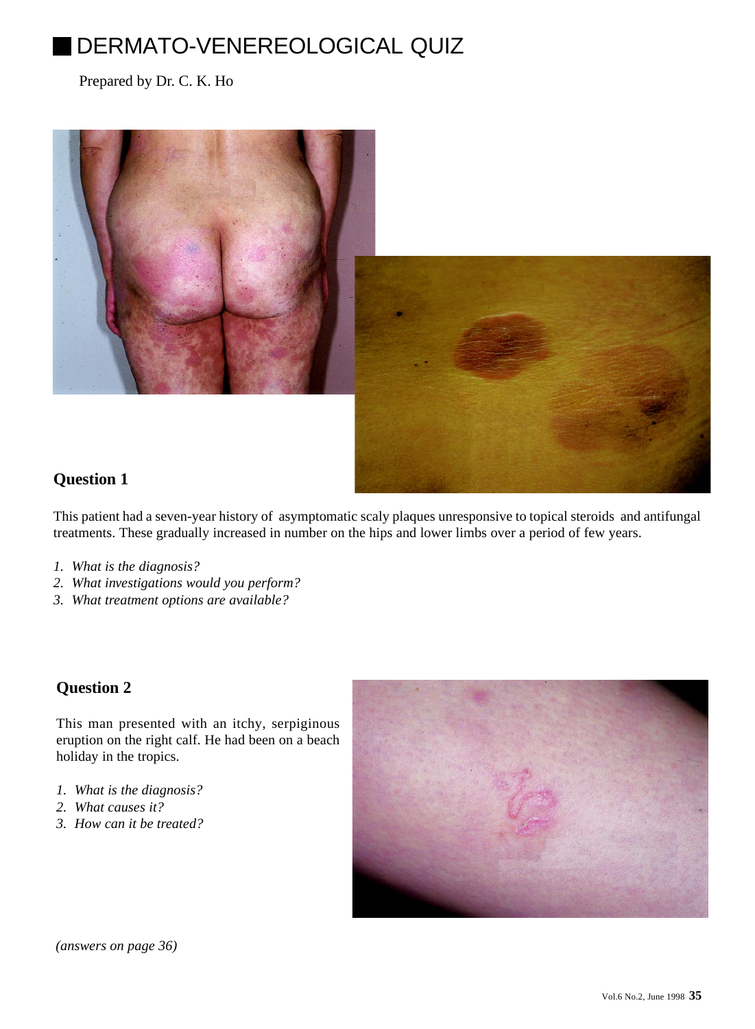# DERMATO-VENEREOLOGICAL QUIZ

Prepared by Dr. C. K. Ho

## Question 1

This patient had a seven-year history of asymptomatic scaly plaques unresponsive to topical steroids and antifungal treatments. These gradually increased in number on the hips and lower limbs over a period of few years.

1. *What is the diagnosis?*
2. *What investigations would you perform?*
3. *What treatment options are available?*

## Question 2

This man presented with an itchy, serpiginous eruption on the right calf. He had been on a beach holiday in the tropics.

1. *What is the diagnosis?*
2. *What causes it?*
3. *How can it be treated?*

*(answers on page 36)*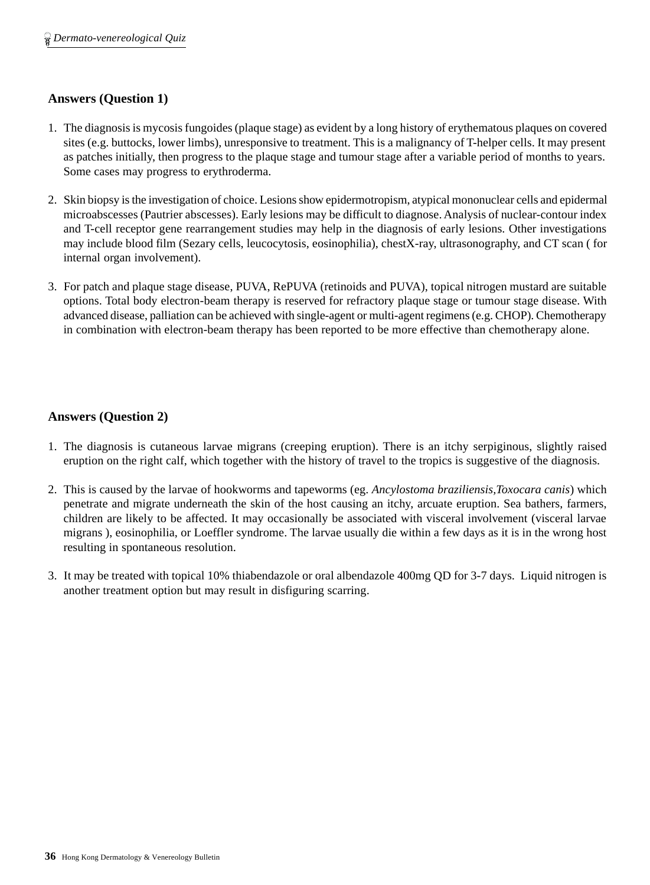## Answers (Question 1)

1. The diagnosis is mycosis fungoides (plaque stage) as evident by a long history of erythematous plaques on covered sites (e.g. buttocks, lower limbs), unresponsive to treatment. This is a malignancy of T-helper cells. It may present as patches initially, then progress to the plaque stage and tumour stage after a variable period of months to years. Some cases may progress to erythroderma.

2. Skin biopsy is the investigation of choice. Lesions show epidermotropism, atypical mononuclear cells and epidermal microabscesses (Pautrier abscesses). Early lesions may be difficult to diagnose. Analysis of nuclear-contour index and T-cell receptor gene rearrangement studies may help in the diagnosis of early lesions. Other investigations may include blood film (Sezary cells, leucocytosis, eosinophilia), chestX-ray, ultrasonography, and CT scan ( for internal organ involvement).

3. For patch and plaque stage disease, PUVA, RePUVA (retinoids and PUVA), topical nitrogen mustard are suitable options. Total body electron-beam therapy is reserved for refractory plaque stage or tumour stage disease. With advanced disease, palliation can be achieved with single-agent or multi-agent regimens (e.g. CHOP). Chemotherapy in combination with electron-beam therapy has been reported to be more effective than chemotherapy alone.

## Answers (Question 2)

1. The diagnosis is cutaneous larvae migrans (creeping eruption). There is an itchy serpiginous, slightly raised eruption on the right calf, which together with the history of travel to the tropics is suggestive of the diagnosis.

2. This is caused by the larvae of hookworms and tapeworms (eg. *Ancylostoma braziliensis*,*Toxocara canis*) which penetrate and migrate underneath the skin of the host causing an itchy, arcuate eruption. Sea bathers, farmers, children are likely to be affected. It may occasionally be associated with visceral involvement (visceral larvae migrans ), eosinophilia, or Loeffler syndrome. The larvae usually die within a few days as it is in the wrong host resulting in spontaneous resolution.

3. It may be treated with topical 10% thiabendazole or oral albendazole 400mg QD for 3-7 days. Liquid nitrogen is another treatment option but may result in disfiguring scarring.